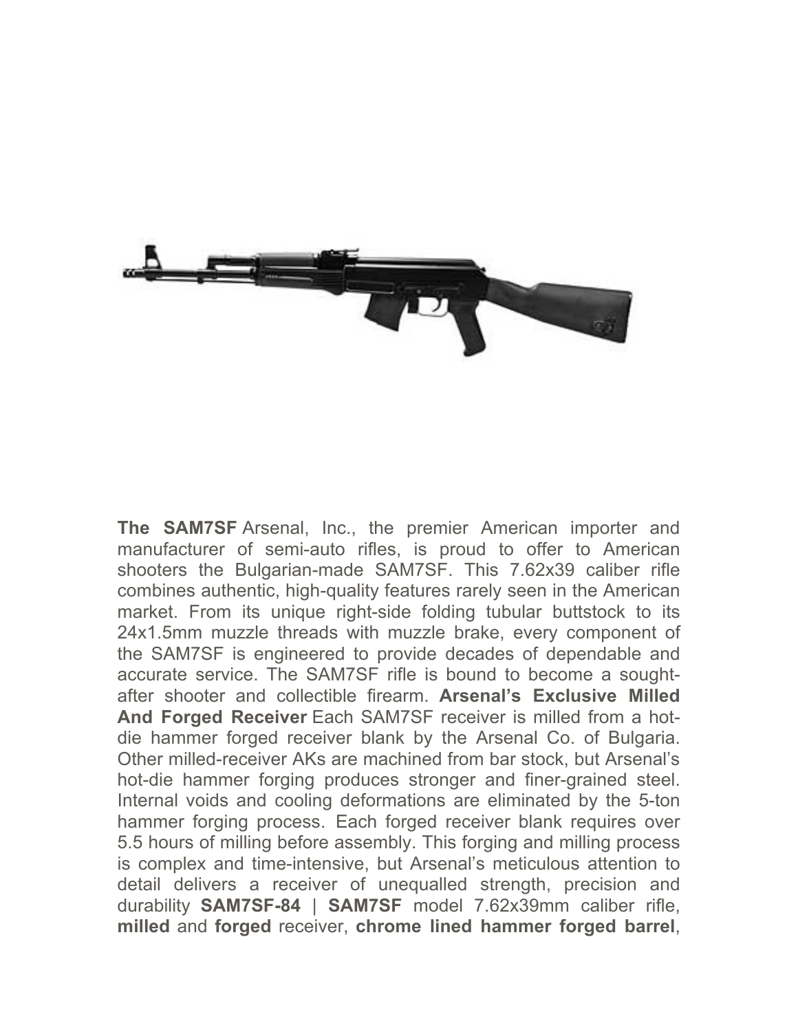**The SAM7SF** Arsenal, Inc., the premier American importer and manufacturer of semi-auto rifles, is proud to offer to American shooters the Bulgarian-made SAM7SF. This 7.62x39 caliber rifle combines authentic, high-quality features rarely seen in the American market. From its unique right-side folding tubular buttstock to its 24x1.5mm muzzle threads with muzzle brake, every component of the SAM7SF is engineered to provide decades of dependable and accurate service. The SAM7SF rifle is bound to become a sought-after shooter and collectible firearm. **Arsenal's Exclusive Milled And Forged Receiver** Each SAM7SF receiver is milled from a hot-die hammer forged receiver blank by the Arsenal Co. of Bulgaria. Other milled-receiver AKs are machined from bar stock, but Arsenal's hot-die hammer forging produces stronger and finer-grained steel. Internal voids and cooling deformations are eliminated by the 5-ton hammer forging process. Each forged receiver blank requires over 5.5 hours of milling before assembly. This forging and milling process is complex and time-intensive, but Arsenal's meticulous attention to detail delivers a receiver of unequalled strength, precision and durability **SAM7SF-84** | **SAM7SF** model 7.62x39mm caliber rifle, **milled** and **forged** receiver, **chrome lined hammer forged barrel**,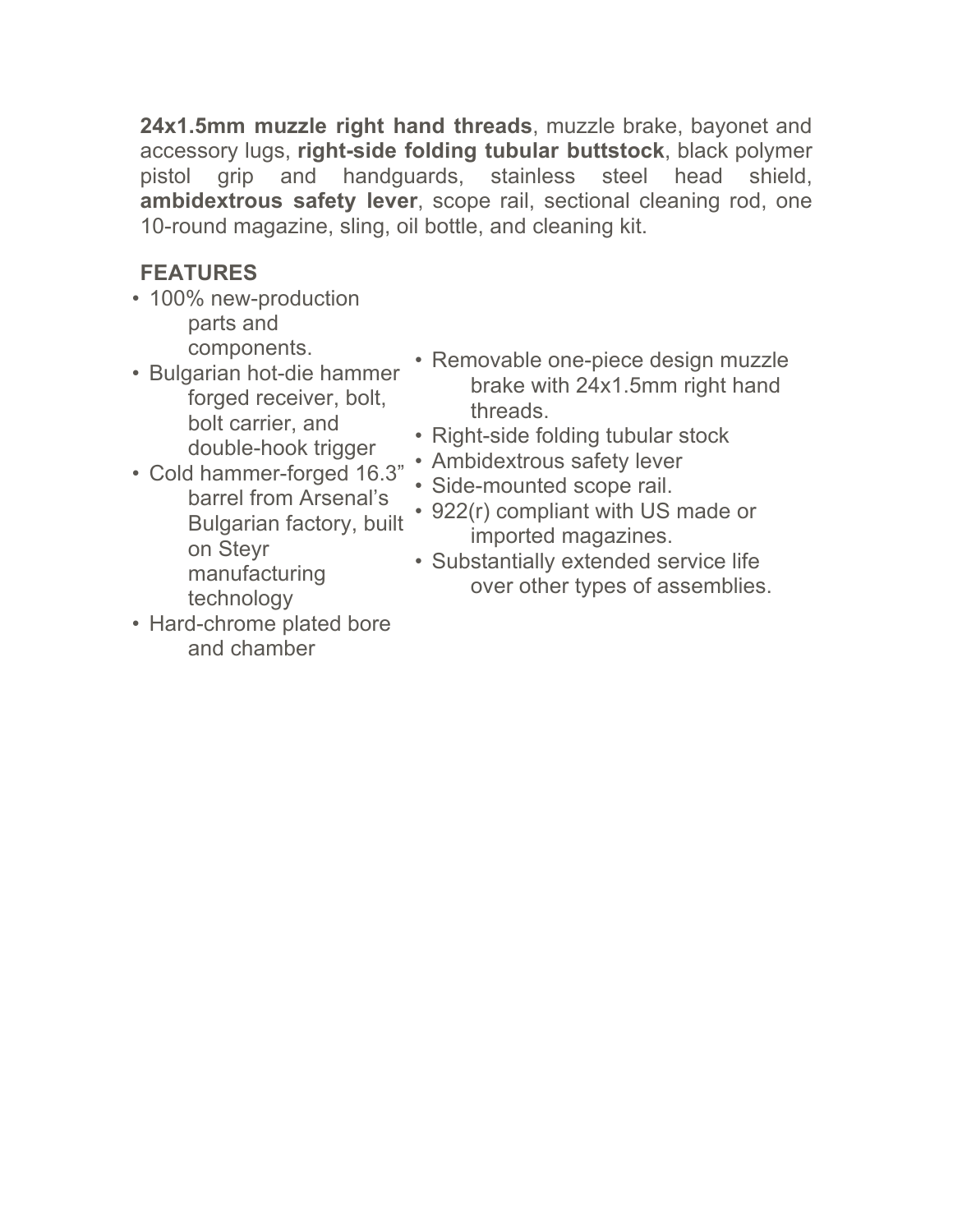**24x1.5mm muzzle right hand threads**, muzzle brake, bayonet and accessory lugs, **right-side folding tubular buttstock**, black polymer pistol grip and handguards, stainless steel head shield, **ambidextrous safety lever**, scope rail, sectional cleaning rod, one 10-round magazine, sling, oil bottle, and cleaning kit.

**FEATURES**

- 100% new-production parts and components.
- Bulgarian hot-die hammer forged receiver, bolt, bolt carrier, and double-hook trigger
- Cold hammer-forged 16.3” barrel from Arsenal’s Bulgarian factory, built on Steyr manufacturing technology
- Hard-chrome plated bore and chamber
- Removable one-piece design muzzle brake with 24x1.5mm right hand threads.
- Right-side folding tubular stock
- Ambidextrous safety lever
- Side-mounted scope rail.
- 922(r) compliant with US made or imported magazines.
- Substantially extended service life over other types of assemblies.